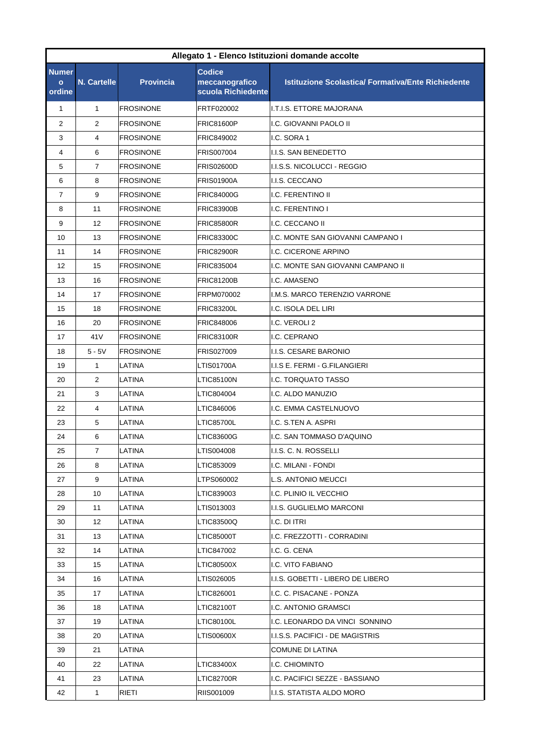| Allegato 1 - Elenco Istituzioni domande accolte | | | | |
|---|---|---|---|---|
| Numero ordine | N. Cartelle | Provincia | Codice meccanografico scuola Richiedente | Istituzione Scolastica/ Formativa/Ente Richiedente |
| 1 | 1 | FROSINONE | FRTF020002 | I.T.I.S. ETTORE MAJORANA |
| 2 | 2 | FROSINONE | FRIC81600P | I.C. GIOVANNI PAOLO II |
| 3 | 4 | FROSINONE | FRIC849002 | I.C. SORA 1 |
| 4 | 6 | FROSINONE | FRIS007004 | I.I.S. SAN BENEDETTO |
| 5 | 7 | FROSINONE | FRIS02600D | I.I.S.S. NICOLUCCI - REGGIO |
| 6 | 8 | FROSINONE | FRIS01900A | I.I.S. CECCANO |
| 7 | 9 | FROSINONE | FRIC84000G | I.C. FERENTINO II |
| 8 | 11 | FROSINONE | FRIC83900B | I.C. FERENTINO I |
| 9 | 12 | FROSINONE | FRIC85800R | I.C. CECCANO II |
| 10 | 13 | FROSINONE | FRIC83300C | I.C. MONTE SAN GIOVANNI CAMPANO I |
| 11 | 14 | FROSINONE | FRIC82900R | I.C. CICERONE ARPINO |
| 12 | 15 | FROSINONE | FRIC835004 | I.C. MONTE SAN GIOVANNI CAMPANO II |
| 13 | 16 | FROSINONE | FRIC81200B | I.C. AMASENO |
| 14 | 17 | FROSINONE | FRPM070002 | I.M.S. MARCO TERENZIO VARRONE |
| 15 | 18 | FROSINONE | FRIC83200L | I.C. ISOLA DEL LIRI |
| 16 | 20 | FROSINONE | FRIC848006 | I.C. VEROLI 2 |
| 17 | 41V | FROSINONE | FRIC83100R | I.C. CEPRANO |
| 18 | 5 - 5V | FROSINONE | FRIS027009 | I.I.S. CESARE BARONIO |
| 19 | 1 | LATINA | LTIS01700A | I.I.S E. FERMI - G.FILANGIERI |
| 20 | 2 | LATINA | LTIC85100N | I.C. TORQUATO TASSO |
| 21 | 3 | LATINA | LTIC804004 | I.C. ALDO MANUZIO |
| 22 | 4 | LATINA | LTIC846006 | I.C. EMMA CASTELNUOVO |
| 23 | 5 | LATINA | LTIC85700L | I.C. S.TEN A. ASPRI |
| 24 | 6 | LATINA | LTIC83600G | I.C. SAN TOMMASO D'AQUINO |
| 25 | 7 | LATINA | LTIS004008 | I.I.S. C. N. ROSSELLI |
| 26 | 8 | LATINA | LTIC853009 | I.C. MILANI - FONDI |
| 27 | 9 | LATINA | LTPS060002 | L.S. ANTONIO MEUCCI |
| 28 | 10 | LATINA | LTIC839003 | I.C. PLINIO IL VECCHIO |
| 29 | 11 | LATINA | LTIS013003 | I.I.S. GUGLIELMO MARCONI |
| 30 | 12 | LATINA | LTIC83500Q | I.C. DI ITRI |
| 31 | 13 | LATINA | LTIC85000T | I.C. FREZZOTTI - CORRADINI |
| 32 | 14 | LATINA | LTIC847002 | I.C. G. CENA |
| 33 | 15 | LATINA | LTIC80500X | I.C. VITO FABIANO |
| 34 | 16 | LATINA | LTIS026005 | I.I.S. GOBETTI - LIBERO DE LIBERO |
| 35 | 17 | LATINA | LTIC826001 | I.C. C. PISACANE - PONZA |
| 36 | 18 | LATINA | LTIC82100T | I.C. ANTONIO GRAMSCI |
| 37 | 19 | LATINA | LTIC80100L | I.C. LEONARDO DA VINCI SONNINO |
| 38 | 20 | LATINA | LTIS00600X | I.I.S.S. PACIFICI - DE MAGISTRIS |
| 39 | 21 | LATINA | | COMUNE DI LATINA |
| 40 | 22 | LATINA | LTIC83400X | I.C. CHIOMINTO |
| 41 | 23 | LATINA | LTIC82700R | I.C. PACIFICI SEZZE - BASSIANO |
| 42 | 1 | RIETI | RIIS001009 | I.I.S. STATISTA ALDO MORO |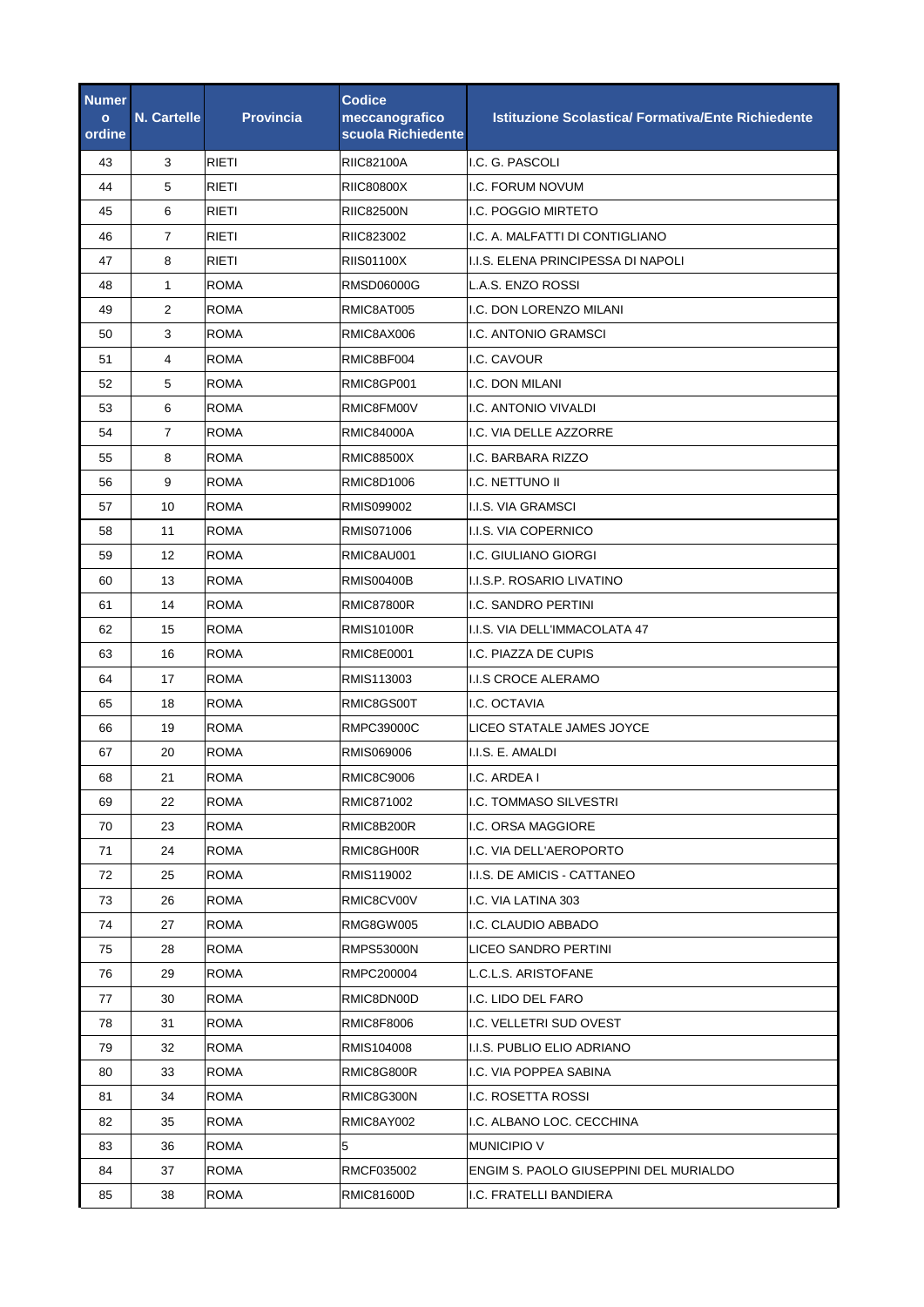| Numero ordine | N. Cartelle | Provincia | Codice meccanografico scuola Richiedente | Istituzione Scolastica/ Formativa/Ente Richiedente |
|---|---|---|---|---|
| 43 | 3 | RIETI | RIIC82100A | I.C. G. PASCOLI |
| 44 | 5 | RIETI | RIIC80800X | I.C. FORUM NOVUM |
| 45 | 6 | RIETI | RIIC82500N | I.C. POGGIO MIRTETO |
| 46 | 7 | RIETI | RIIC823002 | I.C. A. MALFATTI DI CONTIGLIANO |
| 47 | 8 | RIETI | RIIS01100X | I.I.S. ELENA PRINCIPESSA DI NAPOLI |
| 48 | 1 | ROMA | RMSD06000G | L.A.S. ENZO ROSSI |
| 49 | 2 | ROMA | RMIC8AT005 | I.C. DON LORENZO MILANI |
| 50 | 3 | ROMA | RMIC8AX006 | I.C. ANTONIO GRAMSCI |
| 51 | 4 | ROMA | RMIC8BF004 | I.C. CAVOUR |
| 52 | 5 | ROMA | RMIC8GP001 | I.C. DON MILANI |
| 53 | 6 | ROMA | RMIC8FM00V | I.C. ANTONIO VIVALDI |
| 54 | 7 | ROMA | RMIC84000A | I.C. VIA DELLE AZZORRE |
| 55 | 8 | ROMA | RMIC88500X | I.C. BARBARA RIZZO |
| 56 | 9 | ROMA | RMIC8D1006 | I.C. NETTUNO II |
| 57 | 10 | ROMA | RMIS099002 | I.I.S. VIA GRAMSCI |
| 58 | 11 | ROMA | RMIS071006 | I.I.S. VIA COPERNICO |
| 59 | 12 | ROMA | RMIC8AU001 | I.C. GIULIANO GIORGI |
| 60 | 13 | ROMA | RMIS00400B | I.I.S.P. ROSARIO LIVATINO |
| 61 | 14 | ROMA | RMIC87800R | I.C. SANDRO PERTINI |
| 62 | 15 | ROMA | RMIS10100R | I.I.S. VIA DELL'IMMACOLATA 47 |
| 63 | 16 | ROMA | RMIC8E0001 | I.C. PIAZZA DE CUPIS |
| 64 | 17 | ROMA | RMIS113003 | I.I.S CROCE ALERAMO |
| 65 | 18 | ROMA | RMIC8GS00T | I.C. OCTAVIA |
| 66 | 19 | ROMA | RMPC39000C | LICEO STATALE JAMES JOYCE |
| 67 | 20 | ROMA | RMIS069006 | I.I.S. E. AMALDI |
| 68 | 21 | ROMA | RMIC8C9006 | I.C. ARDEA I |
| 69 | 22 | ROMA | RMIC871002 | I.C. TOMMASO SILVESTRI |
| 70 | 23 | ROMA | RMIC8B200R | I.C. ORSA MAGGIORE |
| 71 | 24 | ROMA | RMIC8GH00R | I.C. VIA DELL'AEROPORTO |
| 72 | 25 | ROMA | RMIS119002 | I.I.S. DE AMICIS - CATTANEO |
| 73 | 26 | ROMA | RMIC8CV00V | I.C. VIA LATINA 303 |
| 74 | 27 | ROMA | RMG8GW005 | I.C. CLAUDIO ABBADO |
| 75 | 28 | ROMA | RMPS53000N | LICEO SANDRO PERTINI |
| 76 | 29 | ROMA | RMPC200004 | L.C.L.S. ARISTOFANE |
| 77 | 30 | ROMA | RMIC8DN00D | I.C. LIDO DEL FARO |
| 78 | 31 | ROMA | RMIC8F8006 | I.C. VELLETRI SUD OVEST |
| 79 | 32 | ROMA | RMIS104008 | I.I.S. PUBLIO ELIO ADRIANO |
| 80 | 33 | ROMA | RMIC8G800R | I.C. VIA POPPEA SABINA |
| 81 | 34 | ROMA | RMIC8G300N | I.C. ROSETTA ROSSI |
| 82 | 35 | ROMA | RMIC8AY002 | I.C. ALBANO LOC. CECCHINA |
| 83 | 36 | ROMA | 5 | MUNICIPIO V |
| 84 | 37 | ROMA | RMCF035002 | ENGIM S. PAOLO GIUSEPPINI DEL MURIALDO |
| 85 | 38 | ROMA | RMIC81600D | I.C. FRATELLI BANDIERA |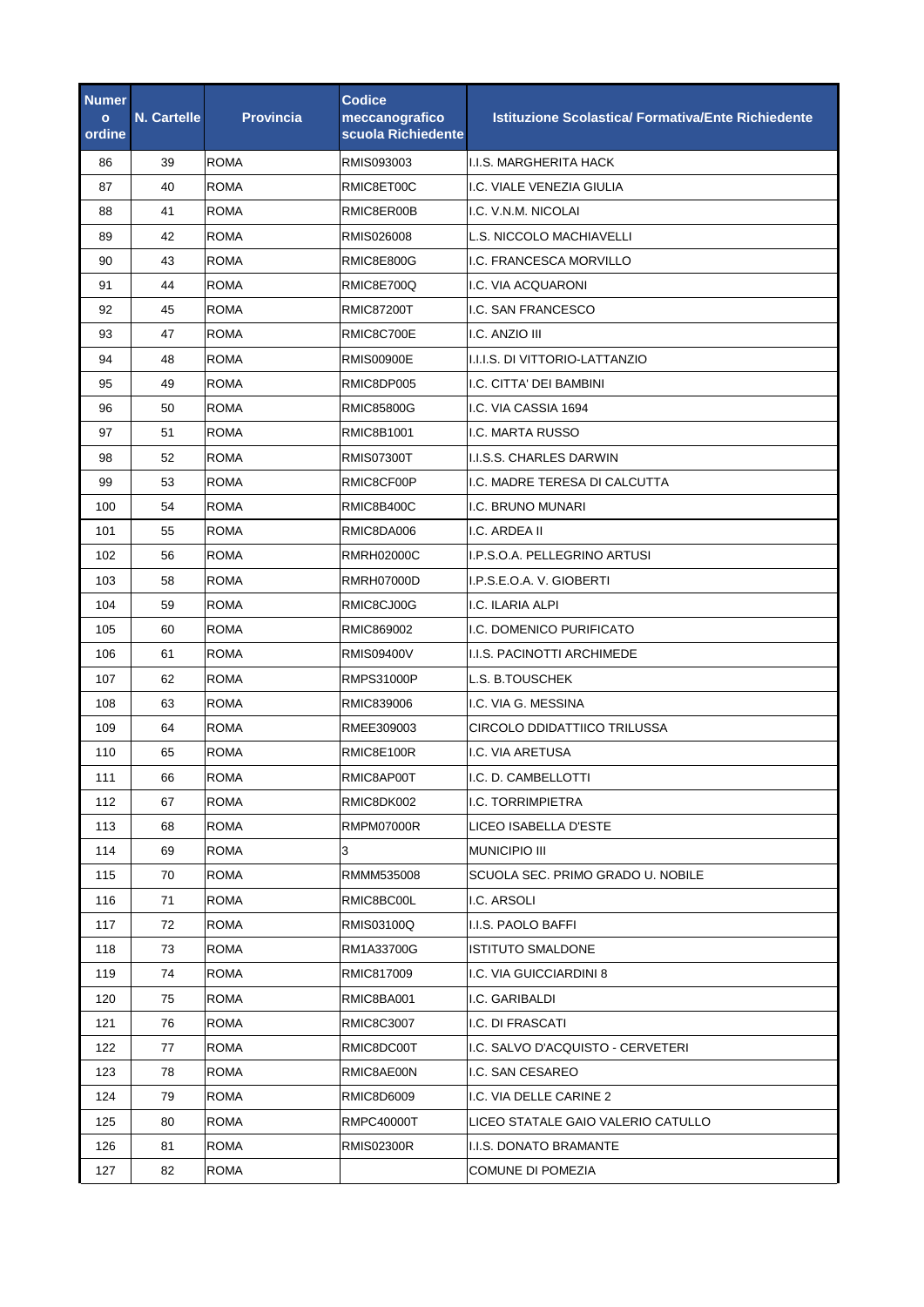| Numero ordine | N. Cartelle | Provincia | Codice meccanografico scuola Richiedente | Istituzione Scolastica/ Formativa/Ente Richiedente |
|---|---|---|---|---|
| 86 | 39 | ROMA | RMIS093003 | I.I.S. MARGHERITA HACK |
| 87 | 40 | ROMA | RMIC8ET00C | I.C. VIALE VENEZIA GIULIA |
| 88 | 41 | ROMA | RMIC8ER00B | I.C. V.N.M. NICOLAI |
| 89 | 42 | ROMA | RMIS026008 | L.S. NICCOLO MACHIAVELLI |
| 90 | 43 | ROMA | RMIC8E800G | I.C. FRANCESCA MORVILLO |
| 91 | 44 | ROMA | RMIC8E700Q | I.C. VIA ACQUARONI |
| 92 | 45 | ROMA | RMIC87200T | I.C. SAN FRANCESCO |
| 93 | 47 | ROMA | RMIC8C700E | I.C. ANZIO III |
| 94 | 48 | ROMA | RMIS00900E | I.I.I.S. DI VITTORIO-LATTANZIO |
| 95 | 49 | ROMA | RMIC8DP005 | I.C. CITTA' DEI BAMBINI |
| 96 | 50 | ROMA | RMIC85800G | I.C. VIA CASSIA 1694 |
| 97 | 51 | ROMA | RMIC8B1001 | I.C. MARTA RUSSO |
| 98 | 52 | ROMA | RMIS07300T | I.I.S.S. CHARLES DARWIN |
| 99 | 53 | ROMA | RMIC8CF00P | I.C. MADRE TERESA DI CALCUTTA |
| 100 | 54 | ROMA | RMIC8B400C | I.C. BRUNO MUNARI |
| 101 | 55 | ROMA | RMIC8DA006 | I.C. ARDEA II |
| 102 | 56 | ROMA | RMRH02000C | I.P.S.O.A. PELLEGRINO ARTUSI |
| 103 | 58 | ROMA | RMRH07000D | I.P.S.E.O.A. V. GIOBERTI |
| 104 | 59 | ROMA | RMIC8CJ00G | I.C. ILARIA ALPI |
| 105 | 60 | ROMA | RMIC869002 | I.C. DOMENICO PURIFICATO |
| 106 | 61 | ROMA | RMIS09400V | I.I.S. PACINOTTI ARCHIMEDE |
| 107 | 62 | ROMA | RMPS31000P | L.S. B.TOUSCHEK |
| 108 | 63 | ROMA | RMIC839006 | I.C. VIA G. MESSINA |
| 109 | 64 | ROMA | RMEE309003 | CIRCOLO DDIDATTIICO TRILUSSA |
| 110 | 65 | ROMA | RMIC8E100R | I.C. VIA ARETUSA |
| 111 | 66 | ROMA | RMIC8AP00T | I.C. D. CAMBELLOTTI |
| 112 | 67 | ROMA | RMIC8DK002 | I.C. TORRIMPIETRA |
| 113 | 68 | ROMA | RMPM07000R | LICEO ISABELLA D'ESTE |
| 114 | 69 | ROMA | 3 | MUNICIPIO III |
| 115 | 70 | ROMA | RMMM535008 | SCUOLA SEC. PRIMO GRADO U. NOBILE |
| 116 | 71 | ROMA | RMIC8BC00L | I.C. ARSOLI |
| 117 | 72 | ROMA | RMIS03100Q | I.I.S. PAOLO BAFFI |
| 118 | 73 | ROMA | RM1A33700G | ISTITUTO SMALDONE |
| 119 | 74 | ROMA | RMIC817009 | I.C. VIA GUICCIARDINI 8 |
| 120 | 75 | ROMA | RMIC8BA001 | I.C. GARIBALDI |
| 121 | 76 | ROMA | RMIC8C3007 | I.C. DI FRASCATI |
| 122 | 77 | ROMA | RMIC8DC00T | I.C. SALVO D'ACQUISTO - CERVETERI |
| 123 | 78 | ROMA | RMIC8AE00N | I.C. SAN CESAREO |
| 124 | 79 | ROMA | RMIC8D6009 | I.C. VIA DELLE CARINE 2 |
| 125 | 80 | ROMA | RMPC40000T | LICEO STATALE GAIO VALERIO CATULLO |
| 126 | 81 | ROMA | RMIS02300R | I.I.S. DONATO BRAMANTE |
| 127 | 82 | ROMA | | COMUNE DI POMEZIA |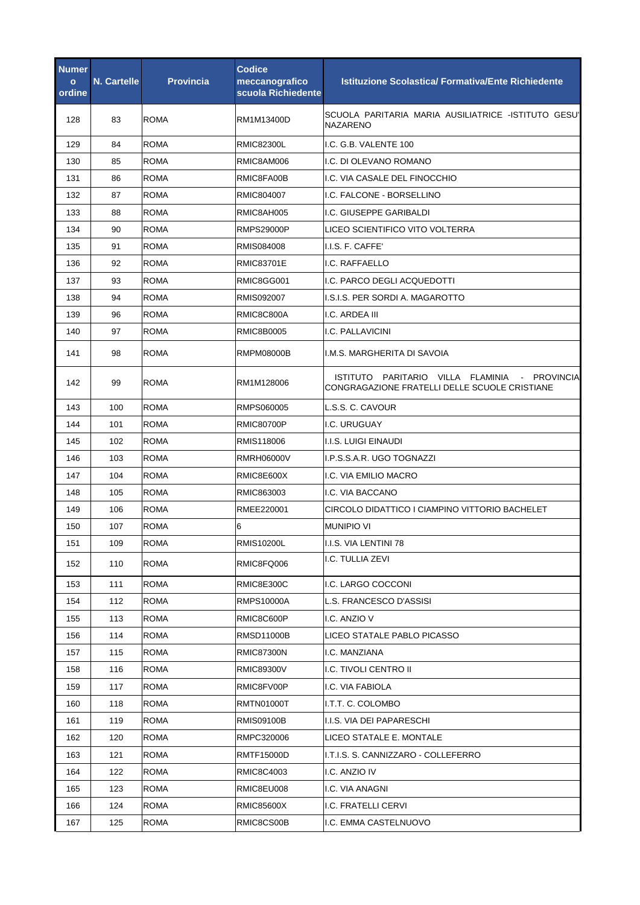| Numero ordine | N. Cartelle | Provincia | Codice meccanografico scuola Richiedente | Istituzione Scolastica/ Formativa/Ente Richiedente |
|---|---|---|---|---|
| 128 | 83 | ROMA | RM1M13400D | SCUOLA PARITARIA MARIA AUSILIATRICE -ISTITUTO GESU' NAZARENO |
| 129 | 84 | ROMA | RMIC82300L | I.C. G.B. VALENTE 100 |
| 130 | 85 | ROMA | RMIC8AM006 | I.C. DI OLEVANO ROMANO |
| 131 | 86 | ROMA | RMIC8FA00B | I.C. VIA CASALE DEL FINOCCHIO |
| 132 | 87 | ROMA | RMIC804007 | I.C. FALCONE - BORSELLINO |
| 133 | 88 | ROMA | RMIC8AH005 | I.C. GIUSEPPE GARIBALDI |
| 134 | 90 | ROMA | RMPS29000P | LICEO SCIENTIFICO VITO VOLTERRA |
| 135 | 91 | ROMA | RMIS084008 | I.I.S. F. CAFFE' |
| 136 | 92 | ROMA | RMIC83701E | I.C. RAFFAELLO |
| 137 | 93 | ROMA | RMIC8GG001 | I.C. PARCO DEGLI ACQUEDOTTI |
| 138 | 94 | ROMA | RMIS092007 | I.S.I.S. PER SORDI A. MAGAROTTO |
| 139 | 96 | ROMA | RMIC8C800A | I.C. ARDEA III |
| 140 | 97 | ROMA | RMIC8B0005 | I.C. PALLAVICINI |
| 141 | 98 | ROMA | RMPM08000B | I.M.S. MARGHERITA DI SAVOIA |
| 142 | 99 | ROMA | RM1M128006 | ISTITUTO PARITARIO VILLA FLAMINIA - PROVINCIA CONGRAGAZIONE FRATELLI DELLE SCUOLE CRISTIANE |
| 143 | 100 | ROMA | RMPS060005 | L.S.S. C. CAVOUR |
| 144 | 101 | ROMA | RMIC80700P | I.C. URUGUAY |
| 145 | 102 | ROMA | RMIS118006 | I.I.S. LUIGI EINAUDI |
| 146 | 103 | ROMA | RMRH06000V | I.P.S.S.A.R. UGO TOGNAZZI |
| 147 | 104 | ROMA | RMIC8E600X | I.C. VIA EMILIO MACRO |
| 148 | 105 | ROMA | RMIC863003 | I.C. VIA BACCANO |
| 149 | 106 | ROMA | RMEE220001 | CIRCOLO DIDATTICO I CIAMPINO VITTORIO BACHELET |
| 150 | 107 | ROMA | 6 | MUNIPIO VI |
| 151 | 109 | ROMA | RMIS10200L | I.I.S. VIA LENTINI 78 |
| 152 | 110 | ROMA | RMIC8FQ006 | I.C. TULLIA ZEVI |
| 153 | 111 | ROMA | RMIC8E300C | I.C. LARGO COCCONI |
| 154 | 112 | ROMA | RMPS10000A | L.S. FRANCESCO D'ASSISI |
| 155 | 113 | ROMA | RMIC8C600P | I.C. ANZIO V |
| 156 | 114 | ROMA | RMSD11000B | LICEO STATALE PABLO PICASSO |
| 157 | 115 | ROMA | RMIC87300N | I.C. MANZIANA |
| 158 | 116 | ROMA | RMIC89300V | I.C. TIVOLI CENTRO II |
| 159 | 117 | ROMA | RMIC8FV00P | I.C. VIA FABIOLA |
| 160 | 118 | ROMA | RMTN01000T | I.T.T. C. COLOMBO |
| 161 | 119 | ROMA | RMIS09100B | I.I.S. VIA DEI PAPARESCHI |
| 162 | 120 | ROMA | RMPC320006 | LICEO STATALE E. MONTALE |
| 163 | 121 | ROMA | RMTF15000D | I.T.I.S. S. CANNIZZARO - COLLEFERRO |
| 164 | 122 | ROMA | RMIC8C4003 | I.C. ANZIO IV |
| 165 | 123 | ROMA | RMIC8EU008 | I.C. VIA ANAGNI |
| 166 | 124 | ROMA | RMIC85600X | I.C. FRATELLI CERVI |
| 167 | 125 | ROMA | RMIC8CS00B | I.C. EMMA CASTELNUOVO |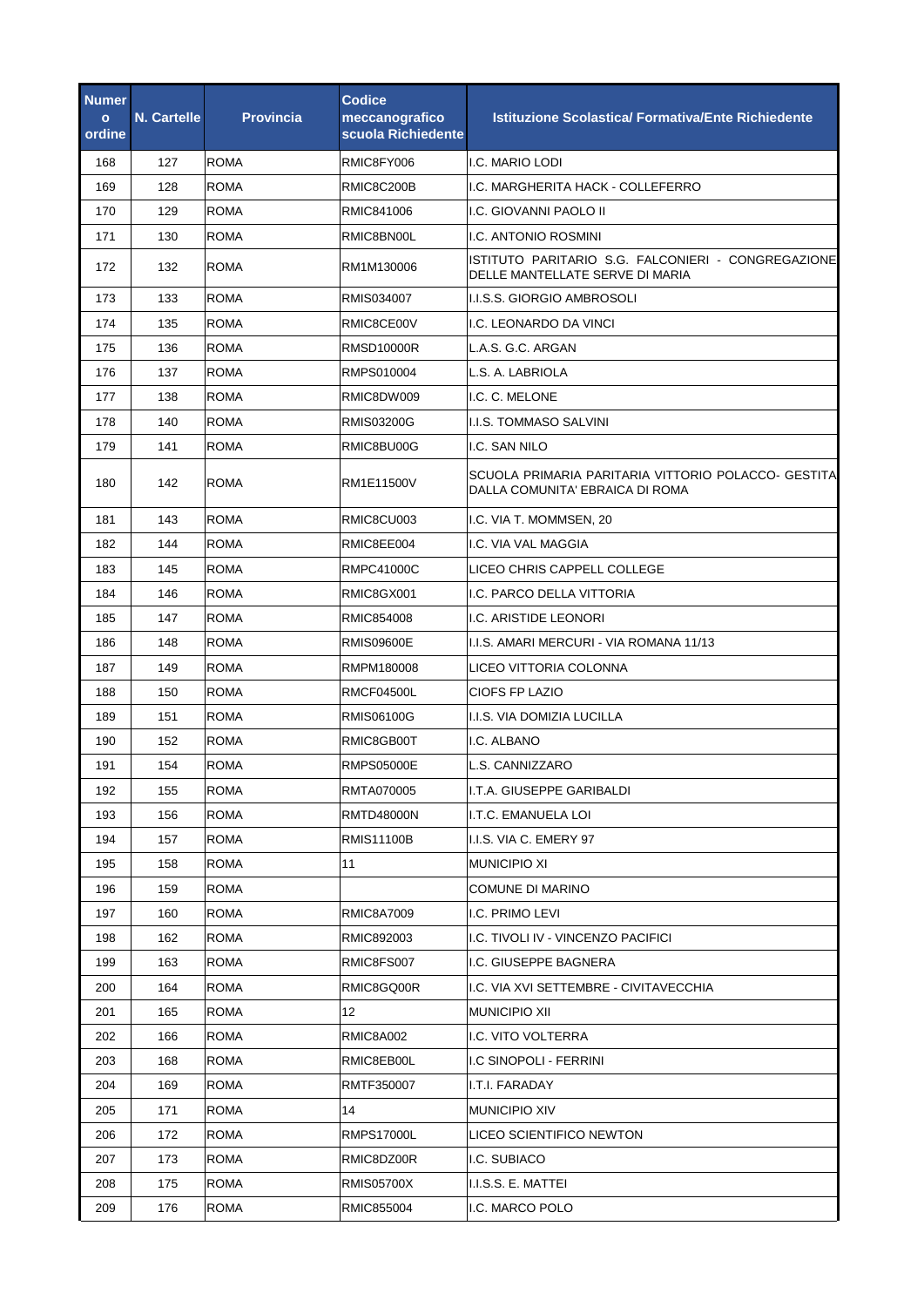| Numero ordine | N. Cartelle | Provincia | Codice meccanografico scuola Richiedente | Istituzione Scolastica/ Formativa/Ente Richiedente |
|---|---|---|---|---|
| 168 | 127 | ROMA | RMIC8FY006 | I.C. MARIO LODI |
| 169 | 128 | ROMA | RMIC8C200B | I.C. MARGHERITA HACK - COLLEFERRO |
| 170 | 129 | ROMA | RMIC841006 | I.C. GIOVANNI PAOLO II |
| 171 | 130 | ROMA | RMIC8BN00L | I.C. ANTONIO ROSMINI |
| 172 | 132 | ROMA | RM1M130006 | ISTITUTO PARITARIO S.G. FALCONIERI - CONGREGAZIONE DELLE MANTELLATE SERVE DI MARIA |
| 173 | 133 | ROMA | RMIS034007 | I.I.S.S. GIORGIO AMBROSOLI |
| 174 | 135 | ROMA | RMIC8CE00V | I.C. LEONARDO DA VINCI |
| 175 | 136 | ROMA | RMSD10000R | L.A.S. G.C. ARGAN |
| 176 | 137 | ROMA | RMPS010004 | L.S. A. LABRIOLA |
| 177 | 138 | ROMA | RMIC8DW009 | I.C. C. MELONE |
| 178 | 140 | ROMA | RMIS03200G | I.I.S. TOMMASO SALVINI |
| 179 | 141 | ROMA | RMIC8BU00G | I.C. SAN NILO |
| 180 | 142 | ROMA | RM1E11500V | SCUOLA PRIMARIA PARITARIA VITTORIO POLACCO- GESTITA DALLA COMUNITA' EBRAICA DI ROMA |
| 181 | 143 | ROMA | RMIC8CU003 | I.C. VIA T. MOMMSEN, 20 |
| 182 | 144 | ROMA | RMIC8EE004 | I.C. VIA VAL MAGGIA |
| 183 | 145 | ROMA | RMPC41000C | LICEO CHRIS CAPPELL COLLEGE |
| 184 | 146 | ROMA | RMIC8GX001 | I.C. PARCO DELLA VITTORIA |
| 185 | 147 | ROMA | RMIC854008 | I.C. ARISTIDE LEONORI |
| 186 | 148 | ROMA | RMIS09600E | I.I.S. AMARI MERCURI - VIA ROMANA 11/13 |
| 187 | 149 | ROMA | RMPM180008 | LICEO VITTORIA COLONNA |
| 188 | 150 | ROMA | RMCF04500L | CIOFS FP LAZIO |
| 189 | 151 | ROMA | RMIS06100G | I.I.S. VIA DOMIZIA LUCILLA |
| 190 | 152 | ROMA | RMIC8GB00T | I.C. ALBANO |
| 191 | 154 | ROMA | RMPS05000E | L.S. CANNIZZARO |
| 192 | 155 | ROMA | RMTA070005 | I.T.A. GIUSEPPE GARIBALDI |
| 193 | 156 | ROMA | RMTD48000N | I.T.C. EMANUELA LOI |
| 194 | 157 | ROMA | RMIS11100B | I.I.S. VIA C. EMERY 97 |
| 195 | 158 | ROMA | 11 | MUNICIPIO XI |
| 196 | 159 | ROMA | | COMUNE DI MARINO |
| 197 | 160 | ROMA | RMIC8A7009 | I.C. PRIMO LEVI |
| 198 | 162 | ROMA | RMIC892003 | I.C. TIVOLI IV - VINCENZO PACIFICI |
| 199 | 163 | ROMA | RMIC8FS007 | I.C. GIUSEPPE BAGNERA |
| 200 | 164 | ROMA | RMIC8GQ00R | I.C. VIA XVI SETTEMBRE - CIVITAVECCHIA |
| 201 | 165 | ROMA | 12 | MUNICIPIO XII |
| 202 | 166 | ROMA | RMIC8A002 | I.C. VITO VOLTERRA |
| 203 | 168 | ROMA | RMIC8EB00L | I.C SINOPOLI - FERRINI |
| 204 | 169 | ROMA | RMTF350007 | I.T.I. FARADAY |
| 205 | 171 | ROMA | 14 | MUNICIPIO XIV |
| 206 | 172 | ROMA | RMPS17000L | LICEO SCIENTIFICO NEWTON |
| 207 | 173 | ROMA | RMIC8DZ00R | I.C. SUBIACO |
| 208 | 175 | ROMA | RMIS05700X | I.I.S.S. E. MATTEI |
| 209 | 176 | ROMA | RMIC855004 | I.C. MARCO POLO |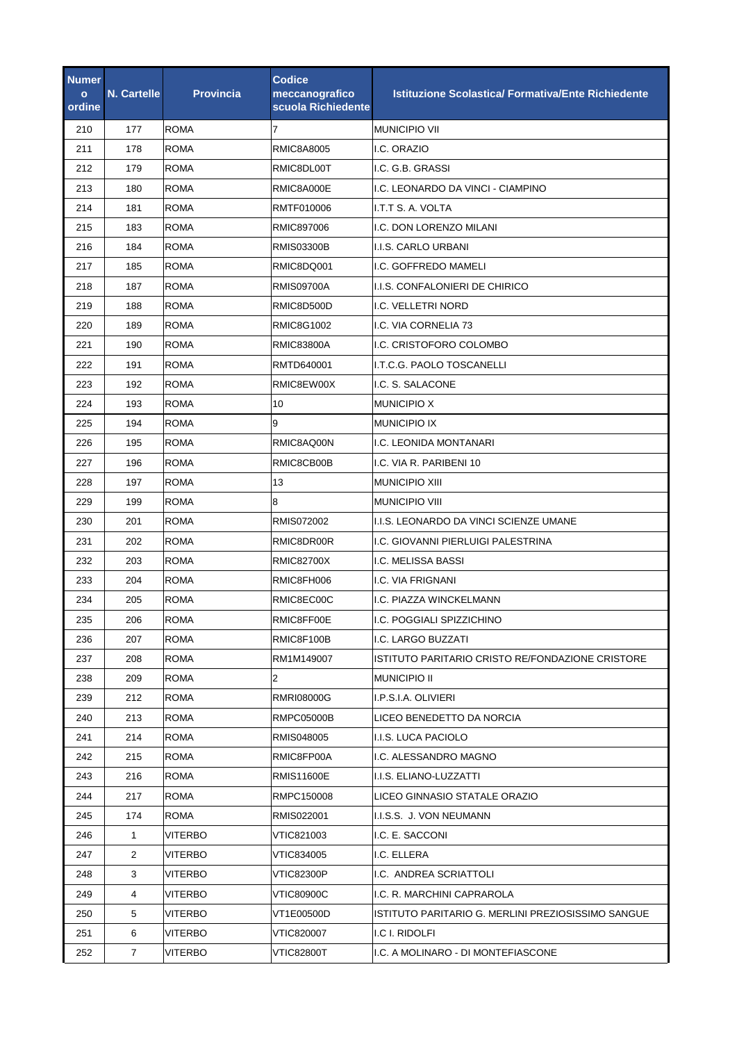| Numero ordine | N. Cartelle | Provincia | Codice meccanografico scuola Richiedente | Istituzione Scolastica/ Formativa/Ente Richiedente |
| --- | --- | --- | --- | --- |
| 210 | 177 | ROMA | 7 | MUNICIPIO VII |
| 211 | 178 | ROMA | RMIC8A8005 | I.C. ORAZIO |
| 212 | 179 | ROMA | RMIC8DL00T | I.C. G.B. GRASSI |
| 213 | 180 | ROMA | RMIC8A000E | I.C. LEONARDO DA VINCI - CIAMPINO |
| 214 | 181 | ROMA | RMTF010006 | I.T.T S. A. VOLTA |
| 215 | 183 | ROMA | RMIC897006 | I.C. DON LORENZO MILANI |
| 216 | 184 | ROMA | RMIS03300B | I.I.S. CARLO URBANI |
| 217 | 185 | ROMA | RMIC8DQ001 | I.C. GOFFREDO MAMELI |
| 218 | 187 | ROMA | RMIS09700A | I.I.S. CONFALONIERI DE CHIRICO |
| 219 | 188 | ROMA | RMIC8D500D | I.C. VELLETRI NORD |
| 220 | 189 | ROMA | RMIC8G1002 | I.C. VIA CORNELIA 73 |
| 221 | 190 | ROMA | RMIC83800A | I.C. CRISTOFORO COLOMBO |
| 222 | 191 | ROMA | RMTD640001 | I.T.C.G. PAOLO TOSCANELLI |
| 223 | 192 | ROMA | RMIC8EW00X | I.C. S. SALACONE |
| 224 | 193 | ROMA | 10 | MUNICIPIO X |
| 225 | 194 | ROMA | 9 | MUNICIPIO IX |
| 226 | 195 | ROMA | RMIC8AQ00N | I.C. LEONIDA MONTANARI |
| 227 | 196 | ROMA | RMIC8CB00B | I.C. VIA R. PARIBENI 10 |
| 228 | 197 | ROMA | 13 | MUNICIPIO XIII |
| 229 | 199 | ROMA | 8 | MUNICIPIO VIII |
| 230 | 201 | ROMA | RMIS072002 | I.I.S. LEONARDO DA VINCI SCIENZE UMANE |
| 231 | 202 | ROMA | RMIC8DR00R | I.C. GIOVANNI PIERLUIGI PALESTRINA |
| 232 | 203 | ROMA | RMIC82700X | I.C. MELISSA BASSI |
| 233 | 204 | ROMA | RMIC8FH006 | I.C. VIA FRIGNANI |
| 234 | 205 | ROMA | RMIC8EC00C | I.C. PIAZZA WINCKELMANN |
| 235 | 206 | ROMA | RMIC8FF00E | I.C. POGGIALI SPIZZICHINO |
| 236 | 207 | ROMA | RMIC8F100B | I.C. LARGO BUZZATI |
| 237 | 208 | ROMA | RM1M149007 | ISTITUTO PARITARIO CRISTO RE/FONDAZIONE CRISTORE |
| 238 | 209 | ROMA | 2 | MUNICIPIO II |
| 239 | 212 | ROMA | RMRI08000G | I.P.S.I.A. OLIVIERI |
| 240 | 213 | ROMA | RMPC05000B | LICEO BENEDETTO DA NORCIA |
| 241 | 214 | ROMA | RMIS048005 | I.I.S. LUCA PACIOLO |
| 242 | 215 | ROMA | RMIC8FP00A | I.C. ALESSANDRO MAGNO |
| 243 | 216 | ROMA | RMIS11600E | I.I.S. ELIANO-LUZZATTI |
| 244 | 217 | ROMA | RMPC150008 | LICEO GINNASIO STATALE ORAZIO |
| 245 | 174 | ROMA | RMIS022001 | I.I.S.S. J. VON NEUMANN |
| 246 | 1 | VITERBO | VTIC821003 | I.C. E. SACCONI |
| 247 | 2 | VITERBO | VTIC834005 | I.C. ELLERA |
| 248 | 3 | VITERBO | VTIC82300P | I.C. ANDREA SCRIATTOLI |
| 249 | 4 | VITERBO | VTIC80900C | I.C. R. MARCHINI CAPRAROLA |
| 250 | 5 | VITERBO | VT1E00500D | ISTITUTO PARITARIO G. MERLINI PREZIOSISSIMO SANGUE |
| 251 | 6 | VITERBO | VTIC820007 | I.C I. RIDOLFI |
| 252 | 7 | VITERBO | VTIC82800T | I.C. A MOLINARO - DI MONTEFIASCONE |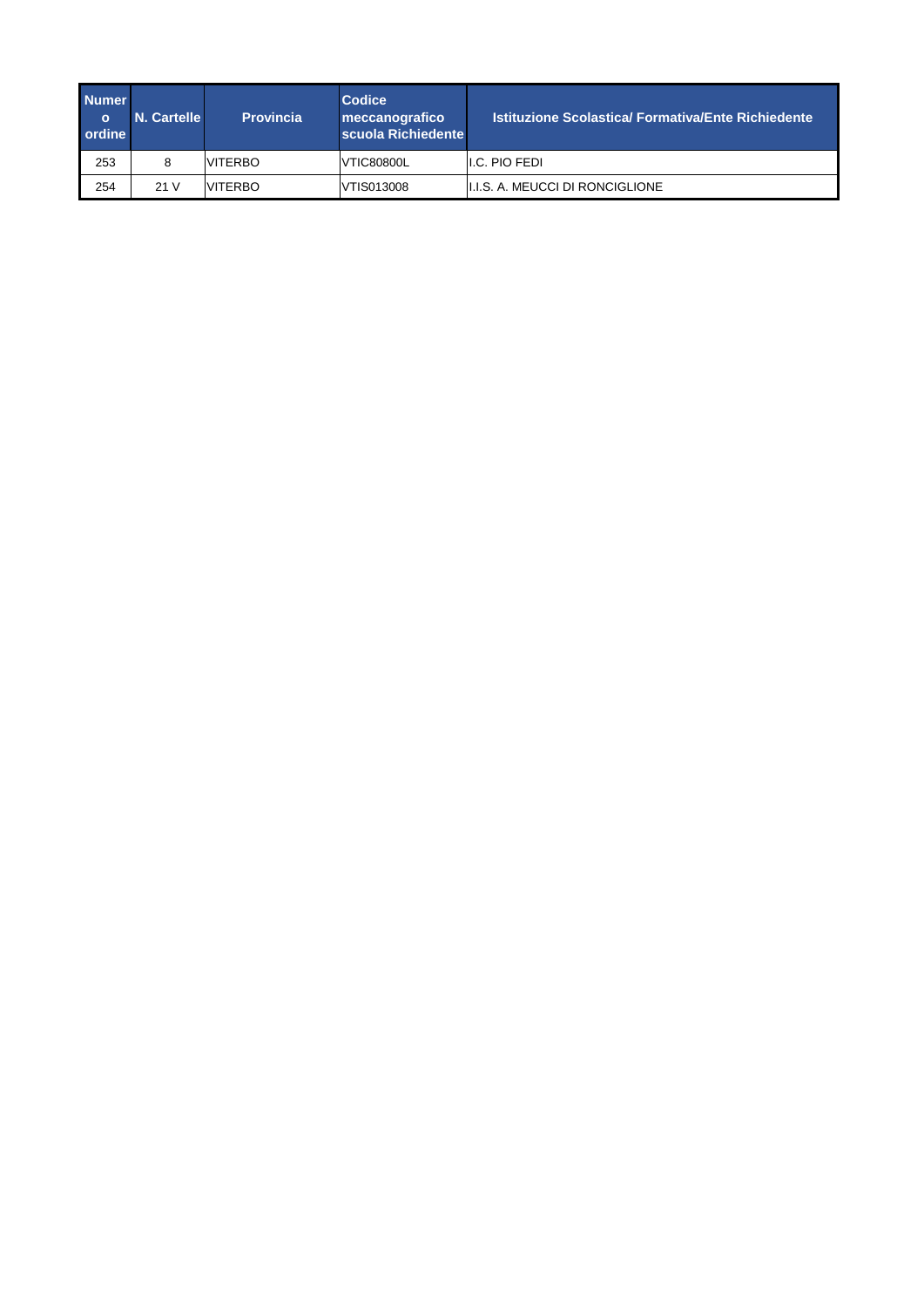| Numero ordine | N. Cartelle | Provincia | Codice meccanografico scuola Richiedente | Istituzione Scolastica/ Formativa/Ente Richiedente |
|---|---|---|---|---|
| 253 | 8 | VITERBO | VTIC80800L | I.C. PIO FEDI |
| 254 | 21 V | VITERBO | VTIS013008 | I.I.S. A. MEUCCI DI RONCIGLIONE |